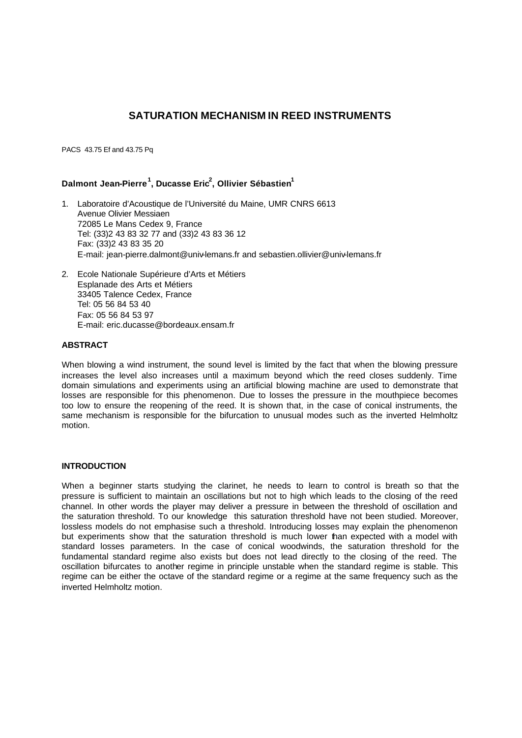# SATURATION MECHANISM IN REED INSTRUMENTS

PACS 43.75 Ef and 43.75 Pq

**Dalmont Jean-Pierre[1], Ducasse Eric[2], Ollivier Sébastien[1]**

1. Laboratoire d'Acoustique de l'Université du Maine, UMR CNRS 6613
   Avenue Olivier Messiaen
   72085 Le Mans Cedex 9, France
   Tel: (33)2 43 83 32 77 and (33)2 43 83 36 12
   Fax: (33)2 43 83 35 20
   E-mail: jean-pierre.dalmont@univ-lemans.fr and sebastien.ollivier@univ-lemans.fr

2. Ecole Nationale Supérieure d'Arts et Métiers
   Esplanade des Arts et Métiers
   33405 Talence Cedex, France
   Tel: 05 56 84 53 40
   Fax: 05 56 84 53 97
   E-mail: eric.ducasse@bordeaux.ensam.fr

## ABSTRACT

When blowing a wind instrument, the sound level is limited by the fact that when the blowing pressure increases the level also increases until a maximum beyond which the reed closes suddenly. Time domain simulations and experiments using an artificial blowing machine are used to demonstrate that losses are responsible for this phenomenon. Due to losses the pressure in the mouthpiece becomes too low to ensure the reopening of the reed. It is shown that, in the case of conical instruments, the same mechanism is responsible for the bifurcation to unusual modes such as the inverted Helmholtz motion.

## INTRODUCTION

When a beginner starts studying the clarinet, he needs to learn to control is breath so that the pressure is sufficient to maintain an oscillations but not to high which leads to the closing of the reed channel. In other words the player may deliver a pressure in between the threshold of oscillation and the saturation threshold. To our knowledge this saturation threshold have not been studied. Moreover, lossless models do not emphasise such a threshold. Introducing losses may explain the phenomenon but experiments show that the saturation threshold is much lower than expected with a model with standard losses parameters. In the case of conical woodwinds, the saturation threshold for the fundamental standard regime also exists but does not lead directly to the closing of the reed. The oscillation bifurcates to another regime in principle unstable when the standard regime is stable. This regime can be either the octave of the standard regime or a regime at the same frequency such as the inverted Helmholtz motion.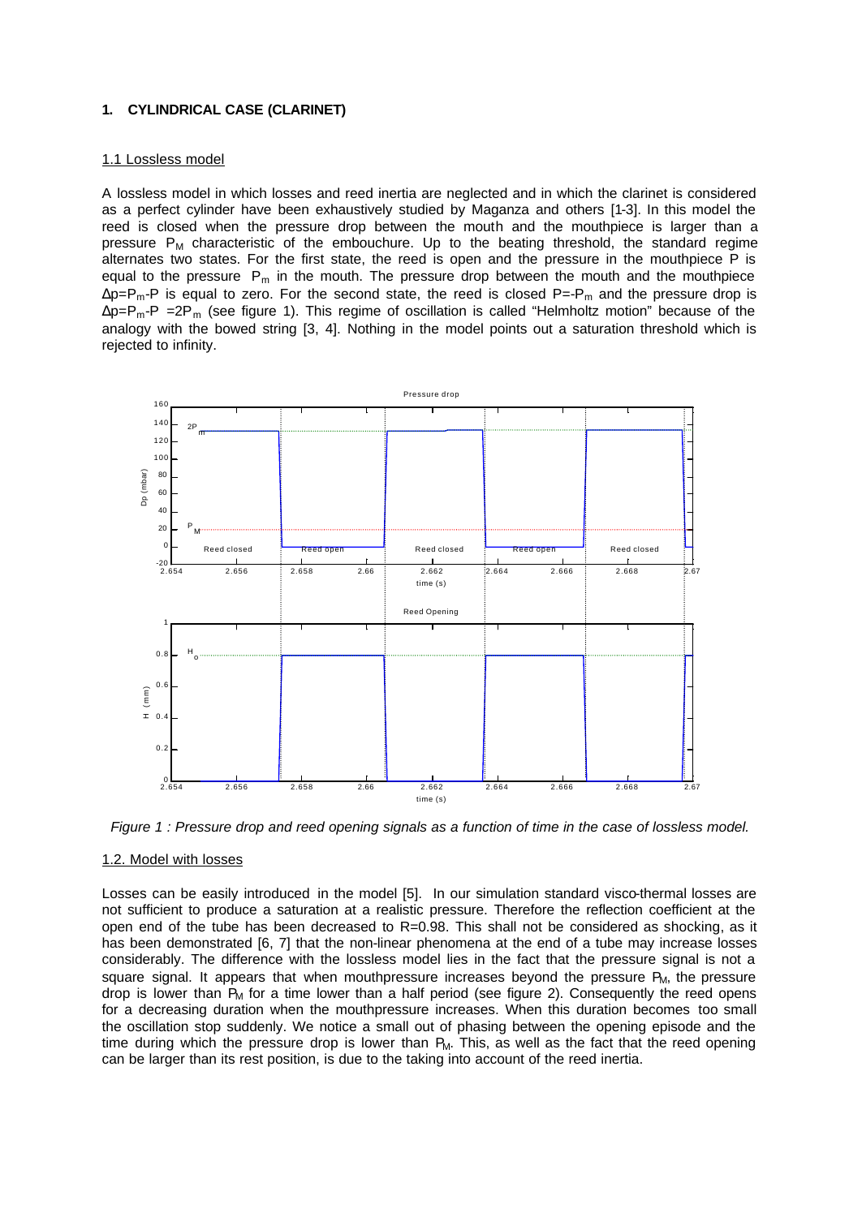## 1. CYLINDRICAL CASE (CLARINET)

### 1.1 Lossless model

A lossless model in which losses and reed inertia are neglected and in which the clarinet is considered as a perfect cylinder have been exhaustively studied by Maganza and others [1-3]. In this model the reed is closed when the pressure drop between the mouth and the mouthpiece is larger than a pressure $P_M$ characteristic of the embouchure. Up to the beating threshold, the standard regime alternates two states. For the first state, the reed is open and the pressure in the mouthpiece P is equal to the pressure $P_m$ in the mouth. The pressure drop between the mouth and the mouthpiece $\Delta p=P_m-P$ is equal to zero. For the second state, the reed is closed $P=-P_m$ and the pressure drop is $\Delta p=P_m-P=2P_m$ (see figure 1). This regime of oscillation is called "Helmholtz motion" because of the analogy with the bowed string [3, 4]. Nothing in the model points out a saturation threshold which is rejected to infinity.

*Figure 1 : Pressure drop and reed opening signals as a function of time in the case of lossless model.*

### 1.2. Model with losses

Losses can be easily introduced in the model [5]. In our simulation standard visco-thermal losses are not sufficient to produce a saturation at a realistic pressure. Therefore the reflection coefficient at the open end of the tube has been decreased to R=0.98. This shall not be considered as shocking, as it has been demonstrated [6, 7] that the non-linear phenomena at the end of a tube may increase losses considerably. The difference with the lossless model lies in the fact that the pressure signal is not a square signal. It appears that when mouthpressure increases beyond the pressure $P_M$, the pressure drop is lower than $P_M$ for a time lower than a half period (see figure 2). Consequently the reed opens for a decreasing duration when the mouthpressure increases. When this duration becomes too small the oscillation stop suddenly. We notice a small out of phasing between the opening episode and the time during which the pressure drop is lower than $P_M$. This, as well as the fact that the reed opening can be larger than its rest position, is due to the taking into account of the reed inertia.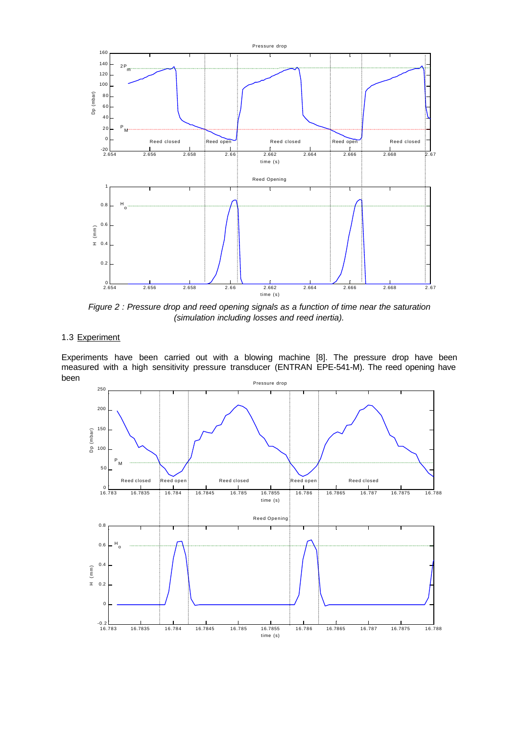*Figure 2 : Pressure drop and reed opening signals as a function of time near the saturation (simulation including losses and reed inertia).*

### 1.3 Experiment

Experiments have been carried out with a blowing machine [8]. The pressure drop have been measured with a high sensitivity pressure transducer (ENTRAN EPE-541-M). The reed opening have been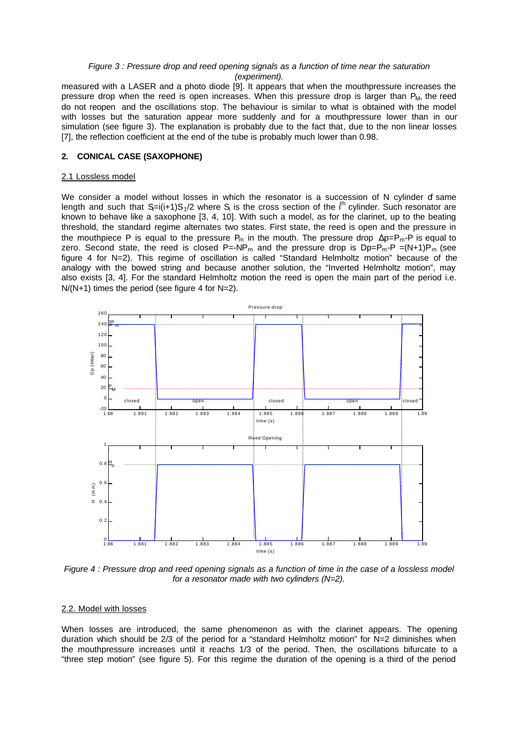*Figure 3 : Pressure drop and reed opening signals as a function of time near the saturation (experiment).*

measured with a LASER and a photo diode [9]. It appears that when the mouthpressure increases the pressure drop when the reed is open increases. When this pressure drop is larger than $P_M$, the reed do not reopen and the oscillations stop. The behaviour is similar to what is obtained with the model with losses but the saturation appear more suddenly and for a mouthpressure lower than in our simulation (see figure 3). The explanation is probably due to the fact that, due to the non linear losses [7], the reflection coefficient at the end of the tube is probably much lower than 0.98.

## 2. CONICAL CASE (SAXOPHONE)

### 2.1 Lossless model

We consider a model without losses in which the resonator is a succession of N cylinder of same length and such that $S_i=i(i+1)S_1/2$ where $S_i$ is the cross section of the $i^{th}$ cylinder. Such resonator are known to behave like a saxophone [3, 4, 10]. With such a model, as for the clarinet, up to the beating threshold, the standard regime alternates two states. First state, the reed is open and the pressure in the mouthpiece P is equal to the pressure $P_m$ in the mouth. The pressure drop $\Delta p=P_m-P$ is equal to zero. Second state, the reed is closed $P=-NP_m$ and the pressure drop is $Dp=P_m-P=(N+1)P_m$ (see figure 4 for N=2). This regime of oscillation is called "Standard Helmholtz motion" because of the analogy with the bowed string and because another solution, the "Inverted Helmholtz motion", may also exists [3, 4]. For the standard Helmholtz motion the reed is open the main part of the period i.e. N/(N+1) times the period (see figure 4 for N=2).

*Figure 4 : Pressure drop and reed opening signals as a function of time in the case of a lossless model for a resonator made with two cylinders (N=2).*

### 2.2. Model with losses

When losses are introduced, the same phenomenon as with the clarinet appears. The opening duration which should be 2/3 of the period for a "standard Helmholtz motion" for N=2 diminishes when the mouthpressure increases until it reachs 1/3 of the period. Then, the oscillations bifurcate to a "three step motion" (see figure 5). For this regime the duration of the opening is a third of the period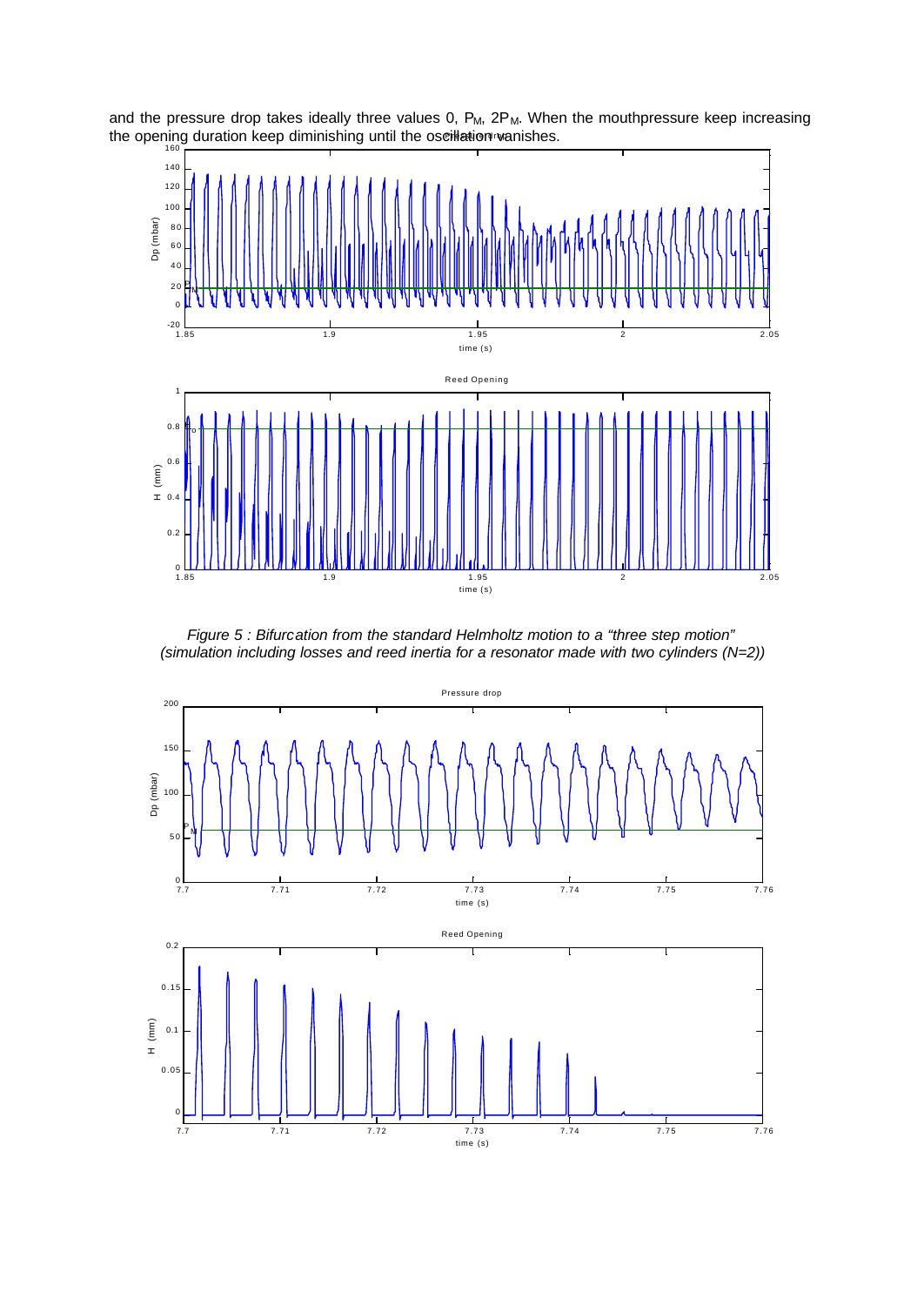and the pressure drop takes ideally three values 0, $P_M$, $2P_M$. When the mouthpressure keep increasing the opening duration keep diminishing until the oscillation vanishes.

*Figure 5 : Bifurcation from the standard Helmholtz motion to a "three step motion" (simulation including losses and reed inertia for a resonator made with two cylinders (N=2))*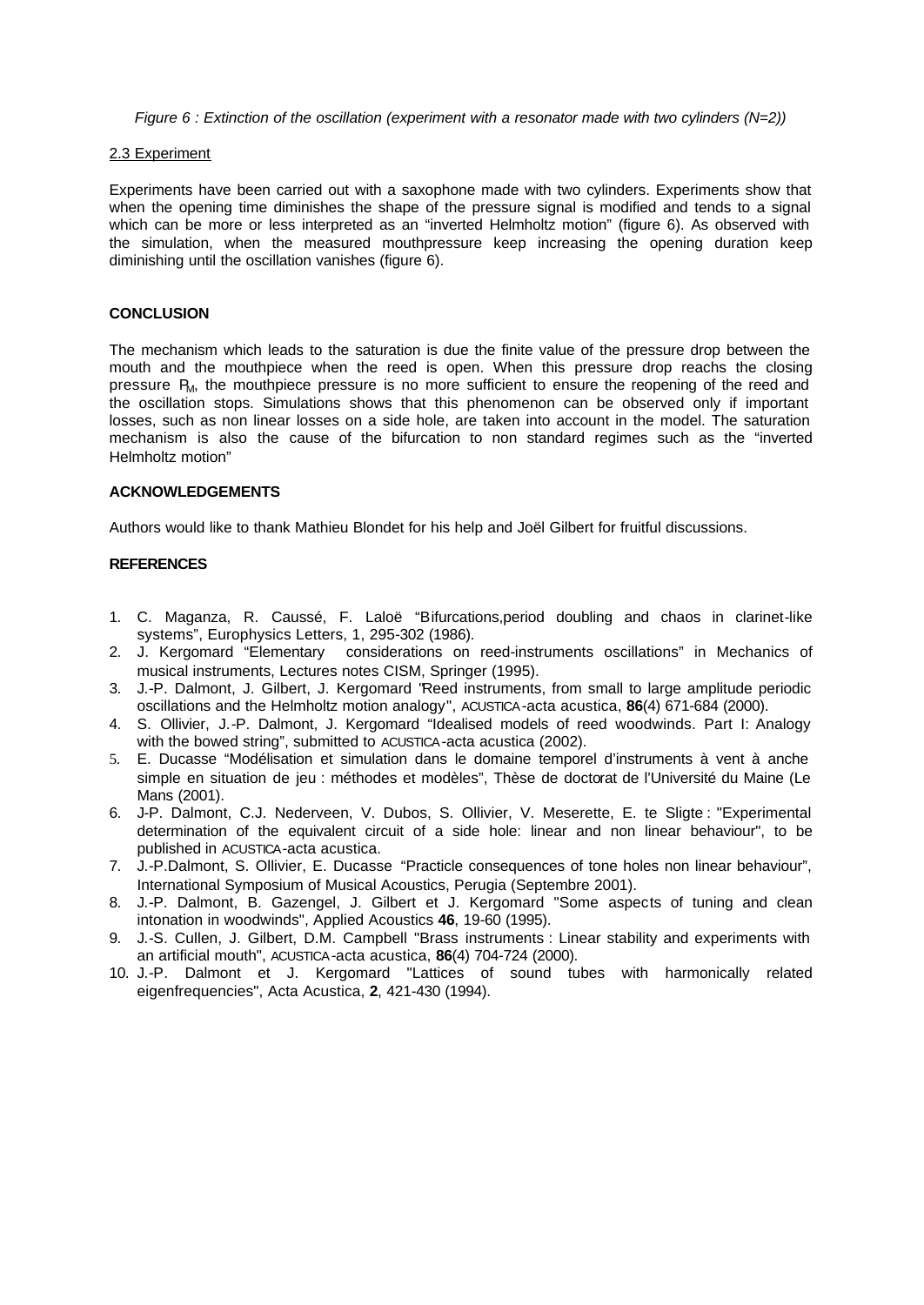*Figure 6 : Extinction of the oscillation (experiment with a resonator made with two cylinders (N=2))*

### 2.3 Experiment

Experiments have been carried out with a saxophone made with two cylinders. Experiments show that when the opening time diminishes the shape of the pressure signal is modified and tends to a signal which can be more or less interpreted as an "inverted Helmholtz motion" (figure 6). As observed with the simulation, when the measured mouthpressure keep increasing the opening duration keep diminishing until the oscillation vanishes (figure 6).

## CONCLUSION

The mechanism which leads to the saturation is due the finite value of the pressure drop between the mouth and the mouthpiece when the reed is open. When this pressure drop reachs the closing pressure $P_M$, the mouthpiece pressure is no more sufficient to ensure the reopening of the reed and the oscillation stops. Simulations shows that this phenomenon can be observed only if important losses, such as non linear losses on a side hole, are taken into account in the model. The saturation mechanism is also the cause of the bifurcation to non standard regimes such as the "inverted Helmholtz motion"

## ACKNOWLEDGEMENTS

Authors would like to thank Mathieu Blondet for his help and Joël Gilbert for fruitful discussions.

## REFERENCES

1. C. Maganza, R. Caussé, F. Laloë "Bifurcations,period doubling and chaos in clarinet-like systems", Europhysics Letters, 1, 295-302 (1986).
2. J. Kergomard "Elementary considerations on reed-instruments oscillations" in Mechanics of musical instruments, Lectures notes CISM, Springer (1995).
3. J.-P. Dalmont, J. Gilbert, J. Kergomard "Reed instruments, from small to large amplitude periodic oscillations and the Helmholtz motion analogy", ACUSTICA-acta acustica, **86**(4) 671-684 (2000).
4. S. Ollivier, J.-P. Dalmont, J. Kergomard "Idealised models of reed woodwinds. Part I: Analogy with the bowed string", submitted to ACUSTICA-acta acustica (2002).
5. E. Ducasse "Modélisation et simulation dans le domaine temporel d'instruments à vent à anche simple en situation de jeu : méthodes et modèles", Thèse de doctorat de l'Université du Maine (Le Mans (2001).
6. J-P. Dalmont, C.J. Nederveen, V. Dubos, S. Ollivier, V. Meserette, E. te Sligte : "Experimental determination of the equivalent circuit of a side hole: linear and non linear behaviour", to be published in ACUSTICA-acta acustica.
7. J.-P.Dalmont, S. Ollivier, E. Ducasse "Practicle consequences of tone holes non linear behaviour", International Symposium of Musical Acoustics, Perugia (Septembre 2001).
8. J.-P. Dalmont, B. Gazengel, J. Gilbert et J. Kergomard "Some aspects of tuning and clean intonation in woodwinds", Applied Acoustics **46**, 19-60 (1995).
9. J.-S. Cullen, J. Gilbert, D.M. Campbell "Brass instruments : Linear stability and experiments with an artificial mouth", ACUSTICA-acta acustica, **86**(4) 704-724 (2000).
10. J.-P. Dalmont et J. Kergomard "Lattices of sound tubes with harmonically related eigenfrequencies", Acta Acustica, **2**, 421-430 (1994).